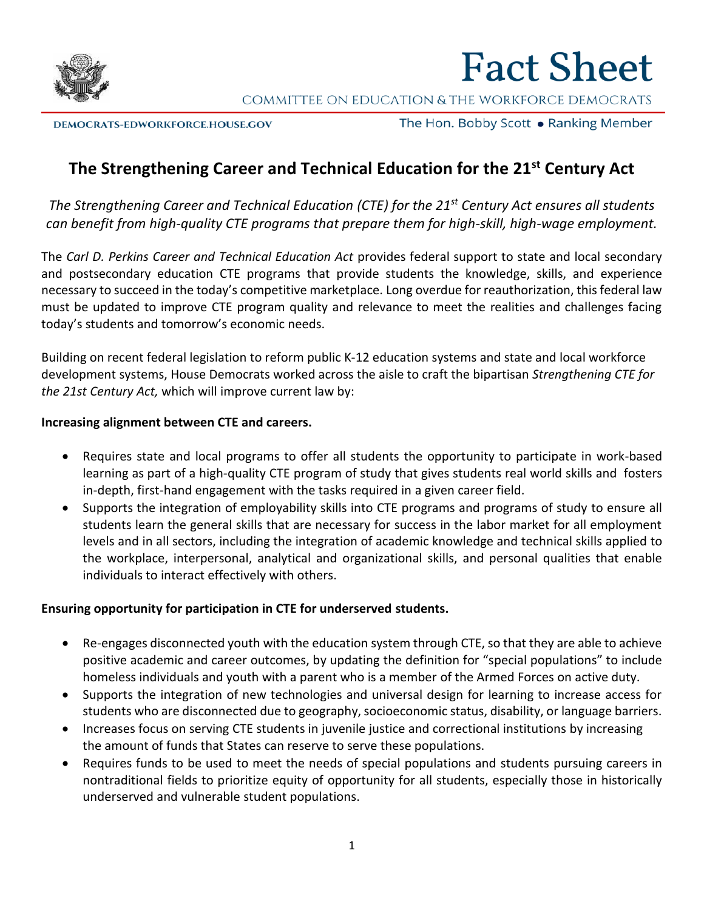# Fact Sheet

COMMITTEE ON EDUCATION & THE WORKFORCE DEMOCRATS

DEMOCRATS-EDWORKFORCE.HOUSE.GOV

The Hon. Bobby Scott • Ranking Member

## The Strengthening Career and Technical Education for the 21st Century Act

*The Strengthening Career and Technical Education (CTE) for the 21st Century Act ensures all students can benefit from high-quality CTE programs that prepare them for high-skill, high-wage employment.*

The *Carl D. Perkins Career and Technical Education Act* provides federal support to state and local secondary and postsecondary education CTE programs that provide students the knowledge, skills, and experience necessary to succeed in the today's competitive marketplace. Long overdue for reauthorization, this federal law must be updated to improve CTE program quality and relevance to meet the realities and challenges facing today's students and tomorrow's economic needs.

Building on recent federal legislation to reform public K-12 education systems and state and local workforce development systems, House Democrats worked across the aisle to craft the bipartisan *Strengthening CTE for the 21st Century Act,* which will improve current law by:

**Increasing alignment between CTE and careers.**

- Requires state and local programs to offer all students the opportunity to participate in work-based learning as part of a high-quality CTE program of study that gives students real world skills and fosters in-depth, first-hand engagement with the tasks required in a given career field.
- Supports the integration of employability skills into CTE programs and programs of study to ensure all students learn the general skills that are necessary for success in the labor market for all employment levels and in all sectors, including the integration of academic knowledge and technical skills applied to the workplace, interpersonal, analytical and organizational skills, and personal qualities that enable individuals to interact effectively with others.

**Ensuring opportunity for participation in CTE for underserved students.**

- Re-engages disconnected youth with the education system through CTE, so that they are able to achieve positive academic and career outcomes, by updating the definition for "special populations" to include homeless individuals and youth with a parent who is a member of the Armed Forces on active duty.
- Supports the integration of new technologies and universal design for learning to increase access for students who are disconnected due to geography, socioeconomic status, disability, or language barriers.
- Increases focus on serving CTE students in juvenile justice and correctional institutions by increasing the amount of funds that States can reserve to serve these populations.
- Requires funds to be used to meet the needs of special populations and students pursuing careers in nontraditional fields to prioritize equity of opportunity for all students, especially those in historically underserved and vulnerable student populations.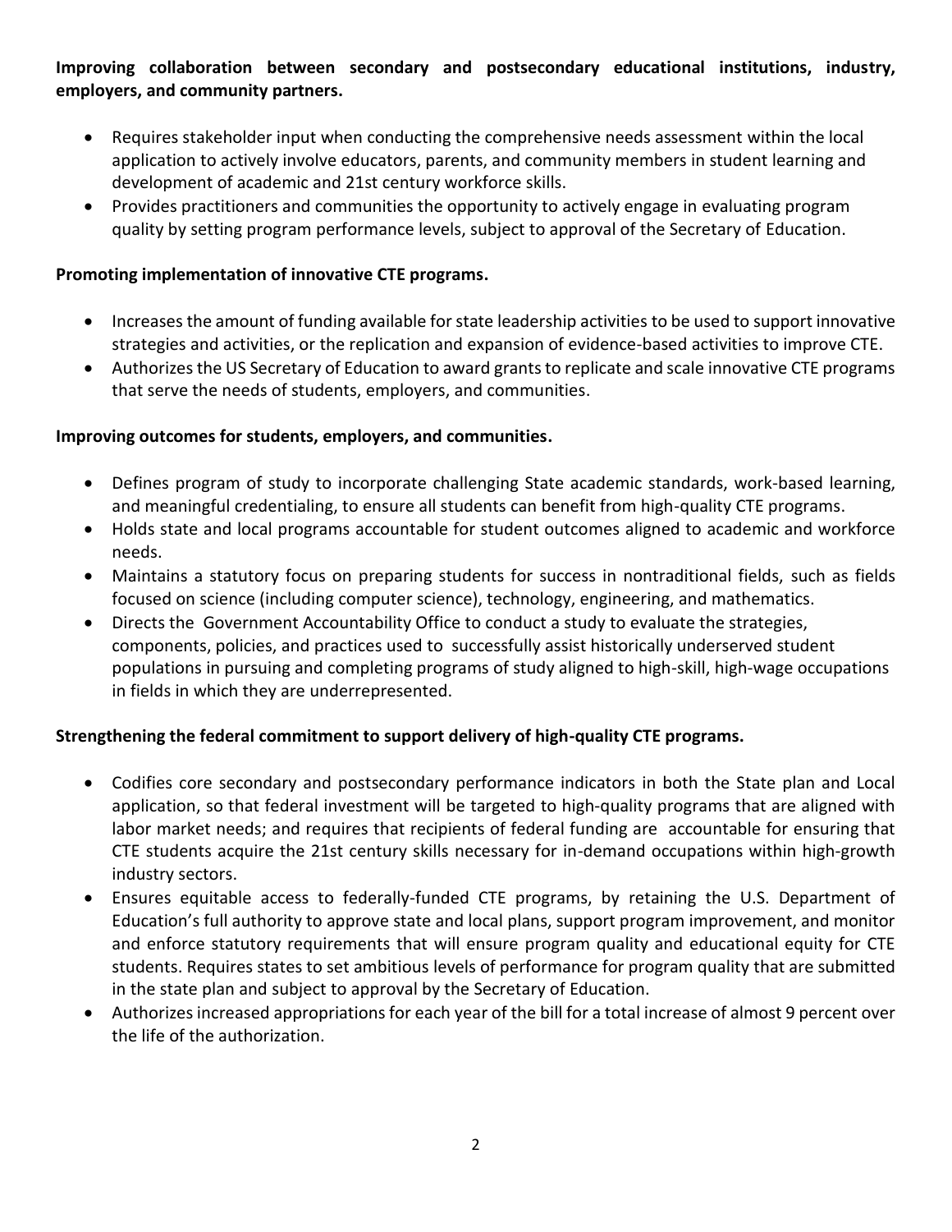**Improving collaboration between secondary and postsecondary educational institutions, industry, employers, and community partners.**

- Requires stakeholder input when conducting the comprehensive needs assessment within the local application to actively involve educators, parents, and community members in student learning and development of academic and 21st century workforce skills.
- Provides practitioners and communities the opportunity to actively engage in evaluating program quality by setting program performance levels, subject to approval of the Secretary of Education.

**Promoting implementation of innovative CTE programs.**

- Increases the amount of funding available for state leadership activities to be used to support innovative strategies and activities, or the replication and expansion of evidence-based activities to improve CTE.
- Authorizes the US Secretary of Education to award grants to replicate and scale innovative CTE programs that serve the needs of students, employers, and communities.

**Improving outcomes for students, employers, and communities.**

- Defines program of study to incorporate challenging State academic standards, work-based learning, and meaningful credentialing, to ensure all students can benefit from high-quality CTE programs.
- Holds state and local programs accountable for student outcomes aligned to academic and workforce needs.
- Maintains a statutory focus on preparing students for success in nontraditional fields, such as fields focused on science (including computer science), technology, engineering, and mathematics.
- Directs the Government Accountability Office to conduct a study to evaluate the strategies, components, policies, and practices used to successfully assist historically underserved student populations in pursuing and completing programs of study aligned to high-skill, high-wage occupations in fields in which they are underrepresented.

**Strengthening the federal commitment to support delivery of high-quality CTE programs.**

- Codifies core secondary and postsecondary performance indicators in both the State plan and Local application, so that federal investment will be targeted to high-quality programs that are aligned with labor market needs; and requires that recipients of federal funding are accountable for ensuring that CTE students acquire the 21st century skills necessary for in-demand occupations within high-growth industry sectors.
- Ensures equitable access to federally-funded CTE programs, by retaining the U.S. Department of Education's full authority to approve state and local plans, support program improvement, and monitor and enforce statutory requirements that will ensure program quality and educational equity for CTE students. Requires states to set ambitious levels of performance for program quality that are submitted in the state plan and subject to approval by the Secretary of Education.
- Authorizes increased appropriations for each year of the bill for a total increase of almost 9 percent over the life of the authorization.